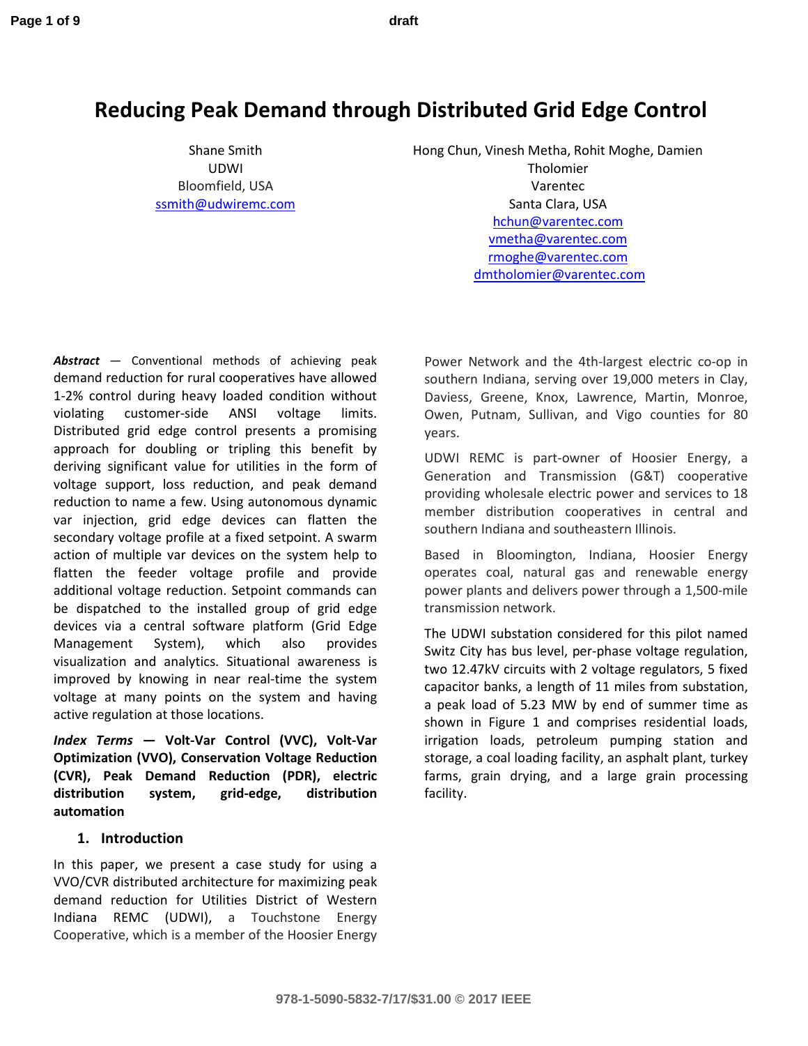# Reducing Peak Demand through Distributed Grid Edge Control

Shane Smith
UDWI
Bloomfield, USA
ssmith@udwiremc.com

Hong Chun, Vinesh Metha, Rohit Moghe, Damien Tholomier
Varentec
Santa Clara, USA
hchun@varentec.com
vmetha@varentec.com
rmoghe@varentec.com
dmtholomier@varentec.com

***Abstract*** — Conventional methods of achieving peak demand reduction for rural cooperatives have allowed 1-2% control during heavy loaded condition without violating customer-side ANSI voltage limits. Distributed grid edge control presents a promising approach for doubling or tripling this benefit by deriving significant value for utilities in the form of voltage support, loss reduction, and peak demand reduction to name a few. Using autonomous dynamic var injection, grid edge devices can flatten the secondary voltage profile at a fixed setpoint. A swarm action of multiple var devices on the system help to flatten the feeder voltage profile and provide additional voltage reduction. Setpoint commands can be dispatched to the installed group of grid edge devices via a central software platform (Grid Edge Management System), which also provides visualization and analytics. Situational awareness is improved by knowing in near real-time the system voltage at many points on the system and having active regulation at those locations.

***Index Terms*** **— Volt-Var Control (VVC), Volt-Var Optimization (VVO), Conservation Voltage Reduction (CVR), Peak Demand Reduction (PDR), electric distribution system, grid-edge, distribution automation**

## 1. Introduction

In this paper, we present a case study for using a VVO/CVR distributed architecture for maximizing peak demand reduction for Utilities District of Western Indiana REMC (UDWI), a Touchstone Energy Cooperative, which is a member of the Hoosier Energy Power Network and the 4th-largest electric co-op in southern Indiana, serving over 19,000 meters in Clay, Daviess, Greene, Knox, Lawrence, Martin, Monroe, Owen, Putnam, Sullivan, and Vigo counties for 80 years.

UDWI REMC is part-owner of Hoosier Energy, a Generation and Transmission (G&T) cooperative providing wholesale electric power and services to 18 member distribution cooperatives in central and southern Indiana and southeastern Illinois.

Based in Bloomington, Indiana, Hoosier Energy operates coal, natural gas and renewable energy power plants and delivers power through a 1,500-mile transmission network.

The UDWI substation considered for this pilot named Switz City has bus level, per-phase voltage regulation, two 12.47kV circuits with 2 voltage regulators, 5 fixed capacitor banks, a length of 11 miles from substation, a peak load of 5.23 MW by end of summer time as shown in Figure 1 and comprises residential loads, irrigation loads, petroleum pumping station and storage, a coal loading facility, an asphalt plant, turkey farms, grain drying, and a large grain processing facility.

978-1-5090-5832-7/17/$31.00 © 2017 IEEE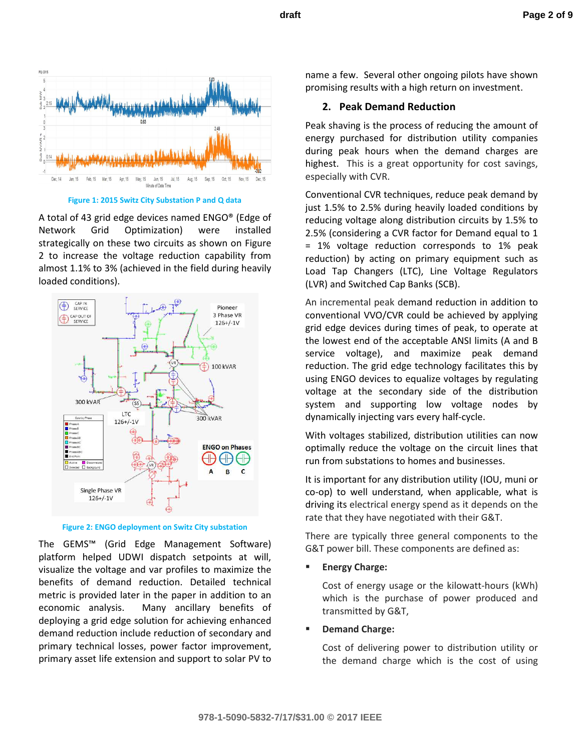PQ-2015

5
4
3
2
1
0

Sub MW

2.15

5.03

0.83

3
2
1
0
-1

Sub MVAR +

0.14

2.48

-0.62

Dec, 14 Jan, 15 Feb, 15 Mar, 15 Apr, 15 May, 15 Jun, 15 Jul, 15 Aug, 15 Sep, 15 Oct, 15 Nov, 15 Dec, 15

Minute of Date Time

Figure 1: 2015 Switz City Substation P and Q data

A total of 43 grid edge devices named ENGO® (Edge of Network Grid Optimization) were installed strategically on these two circuits as shown on Figure 2 to increase the voltage reduction capability from almost 1.1% to 3% (achieved in the field during heavily loaded conditions).

CAP IN SERVICE

CAP OUT OF SERVICE

Pioneer
3 Phase VR
126+/-1V

100 kVAR

300 kVAR

LTC
126+/-1V

300 kVAR

ENGO on Phases
A B C

Single Phase VR
126+/-1V

Figure 2: ENGO deployment on Switz City substation

The GEMS™ (Grid Edge Management Software) platform helped UDWI dispatch setpoints at will, visualize the voltage and var profiles to maximize the benefits of demand reduction. Detailed technical metric is provided later in the paper in addition to an economic analysis. Many ancillary benefits of deploying a grid edge solution for achieving enhanced demand reduction include reduction of secondary and primary technical losses, power factor improvement, primary asset life extension and support to solar PV to name a few. Several other ongoing pilots have shown promising results with a high return on investment.

## 2. Peak Demand Reduction

Peak shaving is the process of reducing the amount of energy purchased for distribution utility companies during peak hours when the demand charges are highest. This is a great opportunity for cost savings, especially with CVR.

Conventional CVR techniques, reduce peak demand by just 1.5% to 2.5% during heavily loaded conditions by reducing voltage along distribution circuits by 1.5% to 2.5% (considering a CVR factor for Demand equal to 1 = 1% voltage reduction corresponds to 1% peak reduction) by acting on primary equipment such as Load Tap Changers (LTC), Line Voltage Regulators (LVR) and Switched Cap Banks (SCB).

An incremental peak demand reduction in addition to conventional VVO/CVR could be achieved by applying grid edge devices during times of peak, to operate at the lowest end of the acceptable ANSI limits (A and B service voltage), and maximize peak demand reduction. The grid edge technology facilitates this by using ENGO devices to equalize voltages by regulating voltage at the secondary side of the distribution system and supporting low voltage nodes by dynamically injecting vars every half-cycle.

With voltages stabilized, distribution utilities can now optimally reduce the voltage on the circuit lines that run from substations to homes and businesses.

It is important for any distribution utility (IOU, muni or co-op) to well understand, when applicable, what is driving its electrical energy spend as it depends on the rate that they have negotiated with their G&T.

There are typically three general components to the G&T power bill. These components are defined as:

- **Energy Charge:**

  Cost of energy usage or the kilowatt-hours (kWh) which is the purchase of power produced and transmitted by G&T,

- **Demand Charge:**

  Cost of delivering power to distribution utility or the demand charge which is the cost of using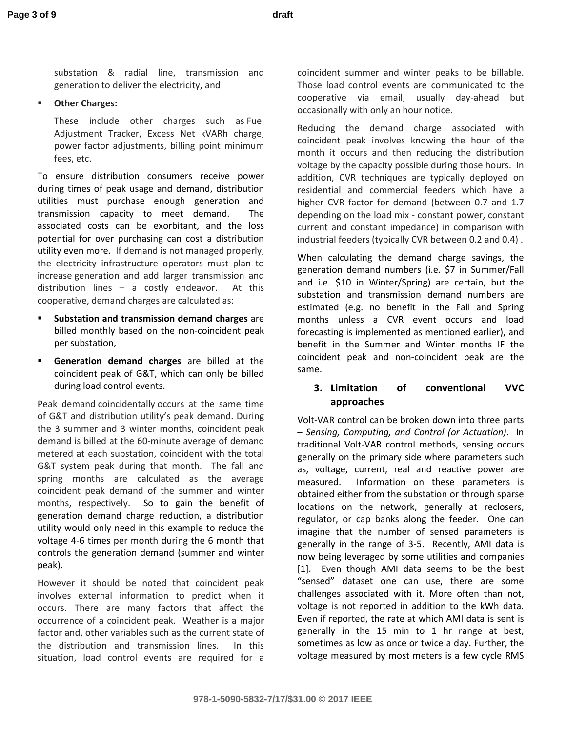substation & radial line, transmission and generation to deliver the electricity, and

- **Other Charges:**

  These include other charges such as Fuel Adjustment Tracker, Excess Net kVARh charge, power factor adjustments, billing point minimum fees, etc.

To ensure distribution consumers receive power during times of peak usage and demand, distribution utilities must purchase enough generation and transmission capacity to meet demand. The associated costs can be exorbitant, and the loss potential for over purchasing can cost a distribution utility even more. If demand is not managed properly, the electricity infrastructure operators must plan to increase generation and add larger transmission and distribution lines – a costly endeavor. At this cooperative, demand charges are calculated as:

- **Substation and transmission demand charges** are billed monthly based on the non-coincident peak per substation,
- **Generation demand charges** are billed at the coincident peak of G&T, which can only be billed during load control events.

Peak demand coincidentally occurs at the same time of G&T and distribution utility's peak demand. During the 3 summer and 3 winter months, coincident peak demand is billed at the 60-minute average of demand metered at each substation, coincident with the total G&T system peak during that month. The fall and spring months are calculated as the average coincident peak demand of the summer and winter months, respectively. So to gain the benefit of generation demand charge reduction, a distribution utility would only need in this example to reduce the voltage 4-6 times per month during the 6 month that controls the generation demand (summer and winter peak).

However it should be noted that coincident peak involves external information to predict when it occurs. There are many factors that affect the occurrence of a coincident peak. Weather is a major factor and, other variables such as the current state of the distribution and transmission lines. In this situation, load control events are required for a coincident summer and winter peaks to be billable. Those load control events are communicated to the cooperative via email, usually day-ahead but occasionally with only an hour notice.

Reducing the demand charge associated with coincident peak involves knowing the hour of the month it occurs and then reducing the distribution voltage by the capacity possible during those hours. In addition, CVR techniques are typically deployed on residential and commercial feeders which have a higher CVR factor for demand (between 0.7 and 1.7 depending on the load mix - constant power, constant current and constant impedance) in comparison with industrial feeders (typically CVR between 0.2 and 0.4) .

When calculating the demand charge savings, the generation demand numbers (i.e. $7 in Summer/Fall and i.e. $10 in Winter/Spring) are certain, but the substation and transmission demand numbers are estimated (e.g. no benefit in the Fall and Spring months unless a CVR event occurs and load forecasting is implemented as mentioned earlier), and benefit in the Summer and Winter months IF the coincident peak and non-coincident peak are the same.

## 3. Limitation of conventional VVC approaches

Volt-VAR control can be broken down into three parts – *Sensing, Computing, and Control (or Actuation)*. In traditional Volt-VAR control methods, sensing occurs generally on the primary side where parameters such as, voltage, current, real and reactive power are measured. Information on these parameters is obtained either from the substation or through sparse locations on the network, generally at reclosers, regulator, or cap banks along the feeder. One can imagine that the number of sensed parameters is generally in the range of 3-5. Recently, AMI data is now being leveraged by some utilities and companies [1]. Even though AMI data seems to be the best "sensed" dataset one can use, there are some challenges associated with it. More often than not, voltage is not reported in addition to the kWh data. Even if reported, the rate at which AMI data is sent is generally in the 15 min to 1 hr range at best, sometimes as low as once or twice a day. Further, the voltage measured by most meters is a few cycle RMS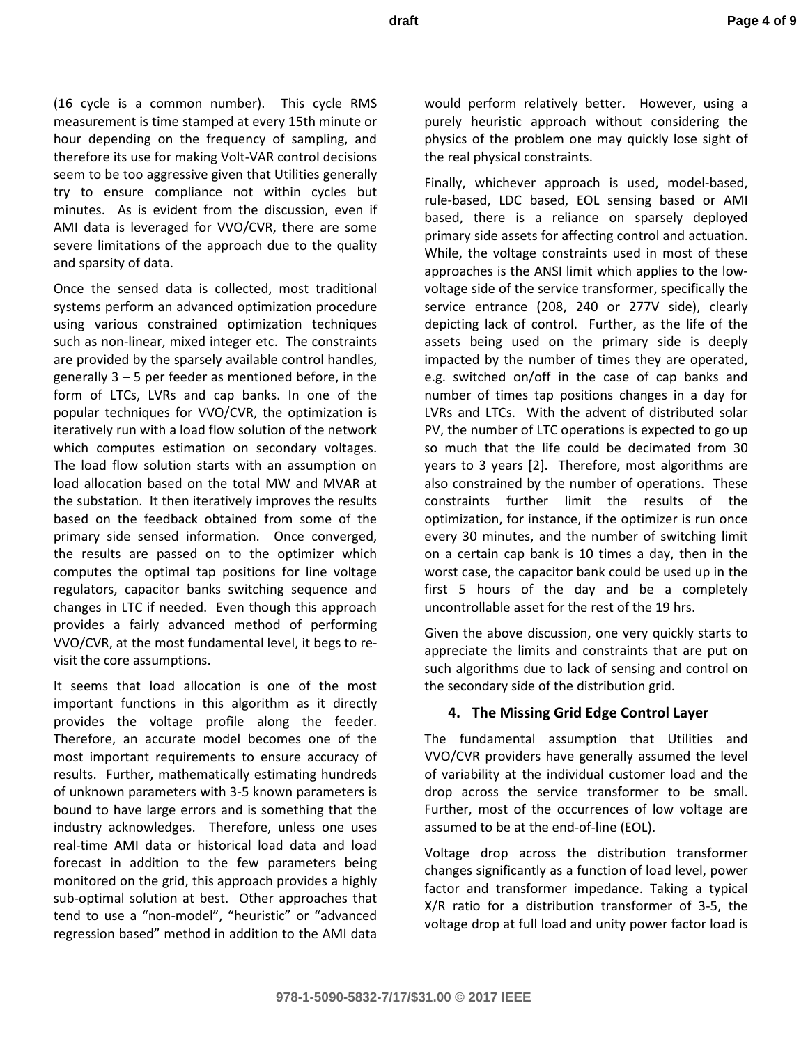(16 cycle is a common number). This cycle RMS measurement is time stamped at every 15th minute or hour depending on the frequency of sampling, and therefore its use for making Volt-VAR control decisions seem to be too aggressive given that Utilities generally try to ensure compliance not within cycles but minutes. As is evident from the discussion, even if AMI data is leveraged for VVO/CVR, there are some severe limitations of the approach due to the quality and sparsity of data.

Once the sensed data is collected, most traditional systems perform an advanced optimization procedure using various constrained optimization techniques such as non-linear, mixed integer etc. The constraints are provided by the sparsely available control handles, generally 3 – 5 per feeder as mentioned before, in the form of LTCs, LVRs and cap banks. In one of the popular techniques for VVO/CVR, the optimization is iteratively run with a load flow solution of the network which computes estimation on secondary voltages. The load flow solution starts with an assumption on load allocation based on the total MW and MVAR at the substation. It then iteratively improves the results based on the feedback obtained from some of the primary side sensed information. Once converged, the results are passed on to the optimizer which computes the optimal tap positions for line voltage regulators, capacitor banks switching sequence and changes in LTC if needed. Even though this approach provides a fairly advanced method of performing VVO/CVR, at the most fundamental level, it begs to re-visit the core assumptions.

It seems that load allocation is one of the most important functions in this algorithm as it directly provides the voltage profile along the feeder. Therefore, an accurate model becomes one of the most important requirements to ensure accuracy of results. Further, mathematically estimating hundreds of unknown parameters with 3-5 known parameters is bound to have large errors and is something that the industry acknowledges. Therefore, unless one uses real-time AMI data or historical load data and load forecast in addition to the few parameters being monitored on the grid, this approach provides a highly sub-optimal solution at best. Other approaches that tend to use a "non-model", "heuristic" or "advanced regression based" method in addition to the AMI data would perform relatively better. However, using a purely heuristic approach without considering the physics of the problem one may quickly lose sight of the real physical constraints.

Finally, whichever approach is used, model-based, rule-based, LDC based, EOL sensing based or AMI based, there is a reliance on sparsely deployed primary side assets for affecting control and actuation. While, the voltage constraints used in most of these approaches is the ANSI limit which applies to the low-voltage side of the service transformer, specifically the service entrance (208, 240 or 277V side), clearly depicting lack of control. Further, as the life of the assets being used on the primary side is deeply impacted by the number of times they are operated, e.g. switched on/off in the case of cap banks and number of times tap positions changes in a day for LVRs and LTCs. With the advent of distributed solar PV, the number of LTC operations is expected to go up so much that the life could be decimated from 30 years to 3 years [2]. Therefore, most algorithms are also constrained by the number of operations. These constraints further limit the results of the optimization, for instance, if the optimizer is run once every 30 minutes, and the number of switching limit on a certain cap bank is 10 times a day, then in the worst case, the capacitor bank could be used up in the first 5 hours of the day and be a completely uncontrollable asset for the rest of the 19 hrs.

Given the above discussion, one very quickly starts to appreciate the limits and constraints that are put on such algorithms due to lack of sensing and control on the secondary side of the distribution grid.

## 4. The Missing Grid Edge Control Layer

The fundamental assumption that Utilities and VVO/CVR providers have generally assumed the level of variability at the individual customer load and the drop across the service transformer to be small. Further, most of the occurrences of low voltage are assumed to be at the end-of-line (EOL).

Voltage drop across the distribution transformer changes significantly as a function of load level, power factor and transformer impedance. Taking a typical X/R ratio for a distribution transformer of 3-5, the voltage drop at full load and unity power factor load is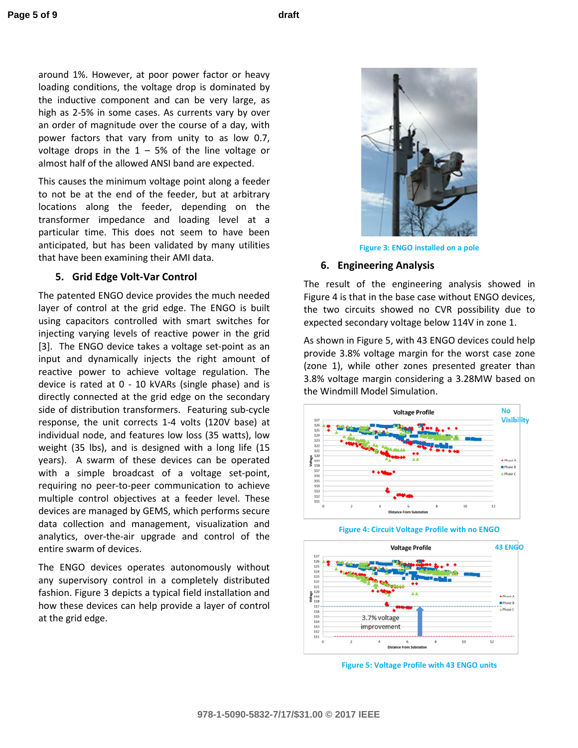around 1%. However, at poor power factor or heavy loading conditions, the voltage drop is dominated by the inductive component and can be very large, as high as 2-5% in some cases. As currents vary by over an order of magnitude over the course of a day, with power factors that vary from unity to as low 0.7, voltage drops in the 1 – 5% of the line voltage or almost half of the allowed ANSI band are expected.

This causes the minimum voltage point along a feeder to not be at the end of the feeder, but at arbitrary locations along the feeder, depending on the transformer impedance and loading level at a particular time. This does not seem to have been anticipated, but has been validated by many utilities that have been examining their AMI data.

## 5. Grid Edge Volt-Var Control

The patented ENGO device provides the much needed layer of control at the grid edge. The ENGO is built using capacitors controlled with smart switches for injecting varying levels of reactive power in the grid [3]. The ENGO device takes a voltage set-point as an input and dynamically injects the right amount of reactive power to achieve voltage regulation. The device is rated at 0 - 10 kVARs (single phase) and is directly connected at the grid edge on the secondary side of distribution transformers. Featuring sub-cycle response, the unit corrects 1-4 volts (120V base) at individual node, and features low loss (35 watts), low weight (35 lbs), and is designed with a long life (15 years). A swarm of these devices can be operated with a simple broadcast of a voltage set-point, requiring no peer-to-peer communication to achieve multiple control objectives at a feeder level. These devices are managed by GEMS, which performs secure data collection and management, visualization and analytics, over-the-air upgrade and control of the entire swarm of devices.

The ENGO devices operates autonomously without any supervisory control in a completely distributed fashion. Figure 3 depicts a typical field installation and how these devices can help provide a layer of control at the grid edge.

Figure 3: ENGO installed on a pole

## 6. Engineering Analysis

The result of the engineering analysis showed in Figure 4 is that in the base case without ENGO devices, the two circuits showed no CVR possibility due to expected secondary voltage below 114V in zone 1.

As shown in Figure 5, with 43 ENGO devices could help provide 3.8% voltage margin for the worst case zone (zone 1), while other zones presented greater than 3.8% voltage margin considering a 3.28MW based on the Windmill Model Simulation.

Voltage Profile
No Visibility
Voltage
Distance From Substation
Phase A
Phase B
Phase C

Figure 4: Circuit Voltage Profile with no ENGO

Voltage Profile
43 ENGO
3.7% voltage improvement
Voltage
Distance From Substation
Phase A
Phase B
Phase C

Figure 5: Voltage Profile with 43 ENGO units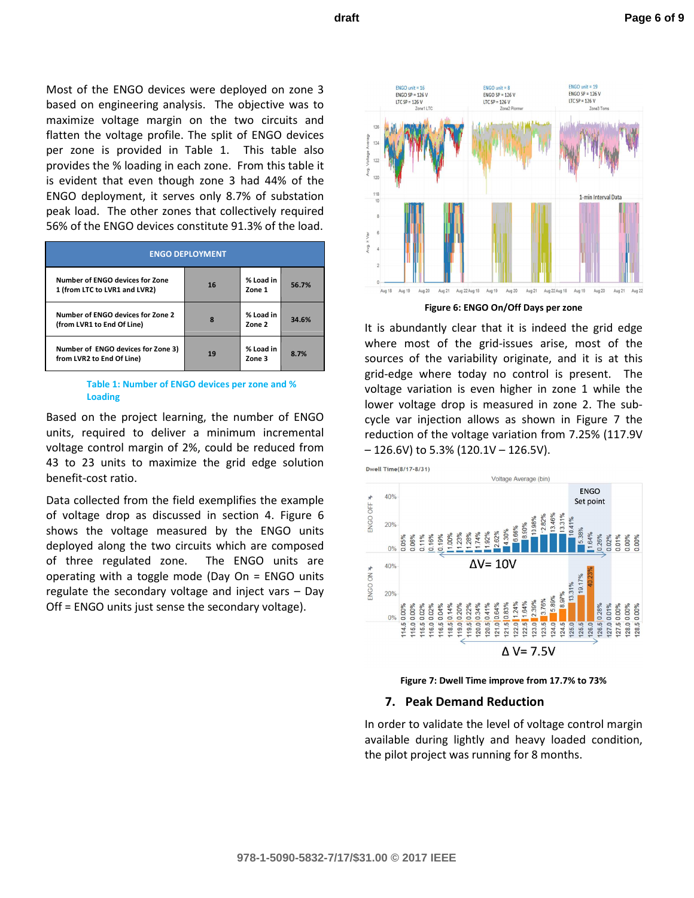Most of the ENGO devices were deployed on zone 3 based on engineering analysis. The objective was to maximize voltage margin on the two circuits and flatten the voltage profile. The split of ENGO devices per zone is provided in Table 1. This table also provides the % loading in each zone. From this table it is evident that even though zone 3 had 44% of the ENGO deployment, it serves only 8.7% of substation peak load. The other zones that collectively required 56% of the ENGO devices constitute 91.3% of the load.

| ENGO DEPLOYMENT | | | |
|---|---|---|---|
| Number of ENGO devices for Zone 1 (from LTC to LVR1 and LVR2) | 16 | % Load in Zone 1 | 56.7% |
| Number of ENGO devices for Zone 2 (from LVR1 to End Of Line) | 8 | % Load in Zone 2 | 34.6% |
| Number of ENGO devices for Zone 3) from LVR2 to End Of Line) | 19 | % Load in Zone 3 | 8.7% |

Table 1: Number of ENGO devices per zone and % Loading

Based on the project learning, the number of ENGO units, required to deliver a minimum incremental voltage control margin of 2%, could be reduced from 43 to 23 units to maximize the grid edge solution benefit-cost ratio.

Data collected from the field exemplifies the example of voltage drop as discussed in section 4. Figure 6 shows the voltage measured by the ENGO units deployed along the two circuits which are composed of three regulated zone. The ENGO units are operating with a toggle mode (Day On = ENGO units regulate the secondary voltage and inject vars – Day Off = ENGO units just sense the secondary voltage).

ENGO unit = 16
ENGO SP = 126 V
LTC SP = 126 V
Zone1 LTC

ENGO unit = 8
ENGO SP = 126 V
LTC SP = 126 V
Zone2 Pionner

ENGO unit = 19
ENGO SP = 126 V
LTC SP = 126 V
Zone3 Toms

1-min Interval Data

Figure 6: ENGO On/Off Days per zone

It is abundantly clear that it is indeed the grid edge where most of the grid-issues arise, most of the sources of the variability originate, and it is at this grid-edge where today no control is present. The voltage variation is even higher in zone 1 while the lower voltage drop is measured in zone 2. The sub-cycle var injection allows as shown in Figure 7 the reduction of the voltage variation from 7.25% (117.9V – 126.6V) to 5.3% (120.1V – 126.5V).

Dwell Time(8/17-8/31)

Voltage Average (bin)

ENGO OFF

ENGO ON

ENGO Set point

ΔV= 10V

Δ V= 7.5V

Figure 7: Dwell Time improve from 17.7% to 73%

## 7. Peak Demand Reduction

In order to validate the level of voltage control margin available during lightly and heavy loaded condition, the pilot project was running for 8 months.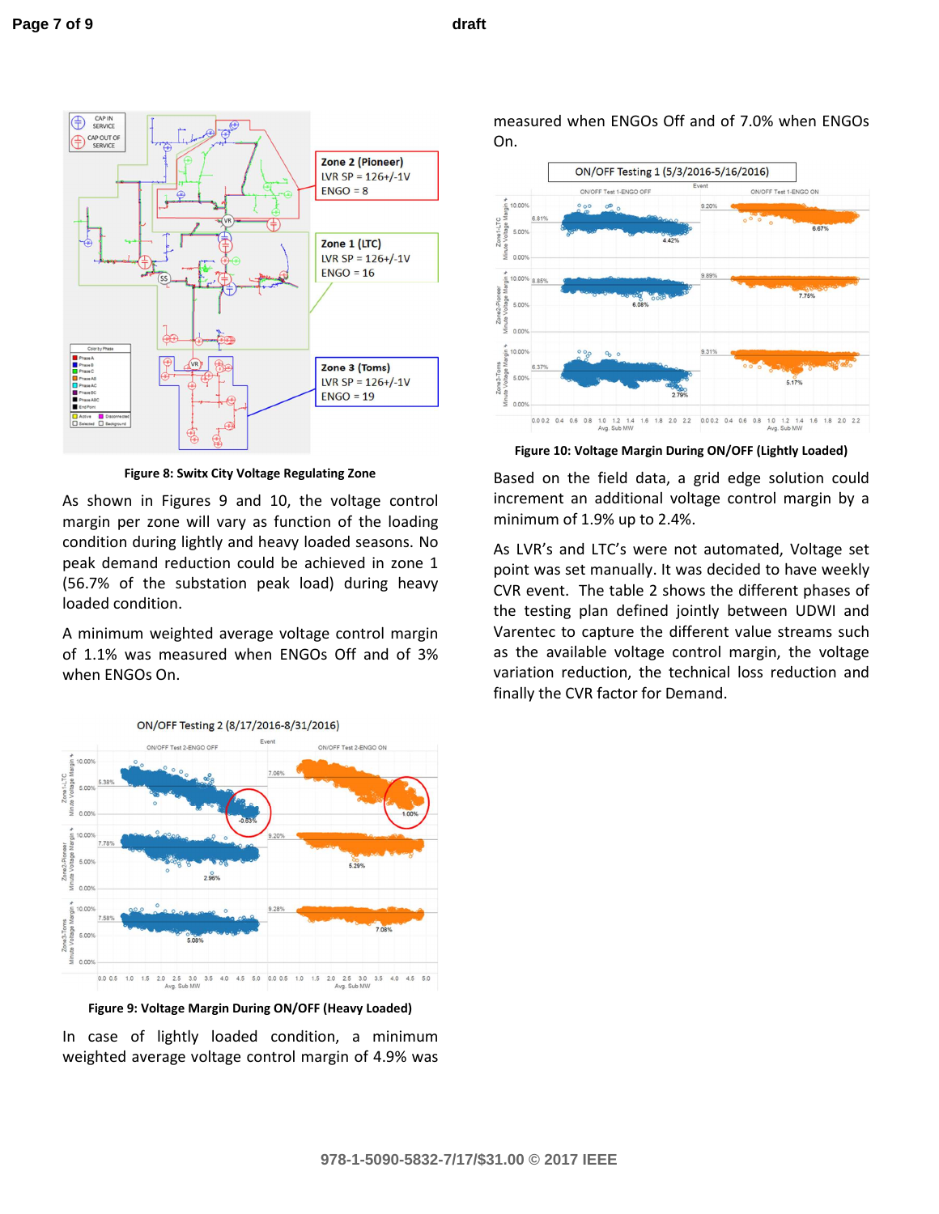Figure 8: Switx City Voltage Regulating Zone

As shown in Figures 9 and 10, the voltage control margin per zone will vary as function of the loading condition during lightly and heavy loaded seasons. No peak demand reduction could be achieved in zone 1 (56.7% of the substation peak load) during heavy loaded condition.

A minimum weighted average voltage control margin of 1.1% was measured when ENGOs Off and of 3% when ENGOs On.

Figure 9: Voltage Margin During ON/OFF (Heavy Loaded)

In case of lightly loaded condition, a minimum weighted average voltage control margin of 4.9% was measured when ENGOs Off and of 7.0% when ENGOs On.

Figure 10: Voltage Margin During ON/OFF (Lightly Loaded)

Based on the field data, a grid edge solution could increment an additional voltage control margin by a minimum of 1.9% up to 2.4%.

As LVR's and LTC's were not automated, Voltage set point was set manually. It was decided to have weekly CVR event. The table 2 shows the different phases of the testing plan defined jointly between UDWI and Varentec to capture the different value streams such as the available voltage control margin, the voltage variation reduction, the technical loss reduction and finally the CVR factor for Demand.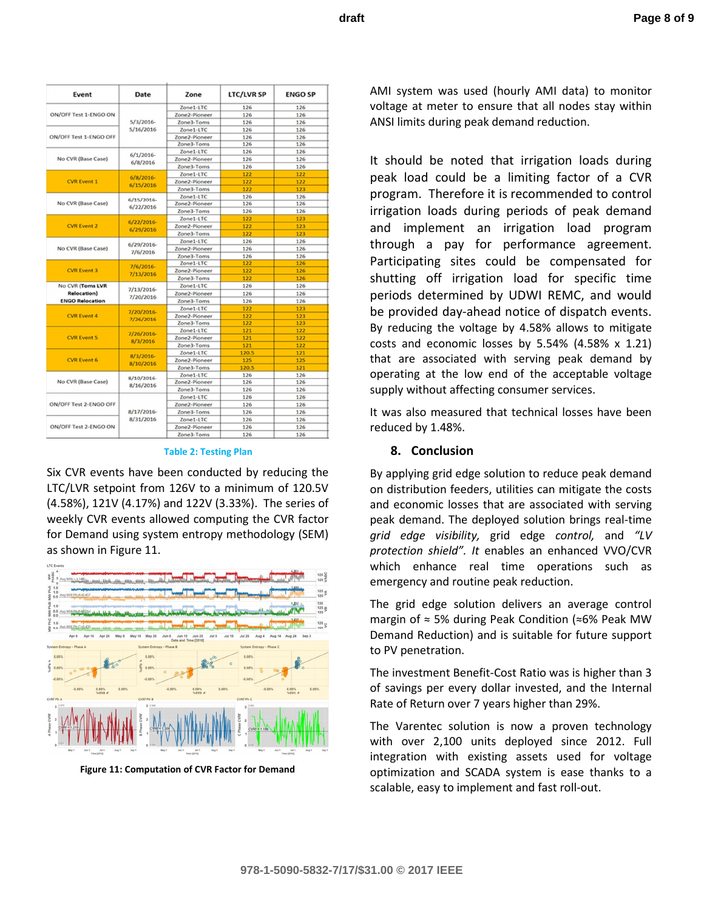| Event | Date | Zone | LTC/LVR SP | ENGO SP |
|---|---|---|---|---|
| ON/OFF Test 1-ENGO ON | 5/3/2016-5/16/2016 | Zone1-LTC | 126 | 126 |
| | | Zone2-Pioneer | 126 | 126 |
| | | Zone3-Toms | 126 | 126 |
| ON/OFF Test 1-ENGO OFF | | Zone1-LTC | 126 | 126 |
| | | Zone2-Pioneer | 126 | 126 |
| | | Zone3-Toms | 126 | 126 |
| No CVR (Base Case) | 6/1/2016-6/8/2016 | Zone1-LTC | 126 | 126 |
| | | Zone2-Pioneer | 126 | 126 |
| | | Zone3-Toms | 126 | 126 |
| CVR Event 1 | 6/8/2016-6/15/2016 | Zone1-LTC | 122 | 122 |
| | | Zone2-Pioneer | 122 | 122 |
| | | Zone3-Toms | 122 | 123 |
| No CVR (Base Case) | 6/15/2016-6/22/2016 | Zone1-LTC | 126 | 126 |
| | | Zone2-Pioneer | 126 | 126 |
| | | Zone3-Toms | 126 | 126 |
| CVR Event 2 | 6/22/2016-6/29/2016 | Zone1-LTC | 122 | 123 |
| | | Zone2-Pioneer | 122 | 123 |
| | | Zone3-Toms | 122 | 123 |
| No CVR (Base Case) | 6/29/2016-7/6/2016 | Zone1-LTC | 126 | 126 |
| | | Zone2-Pioneer | 126 | 126 |
| | | Zone3-Toms | 126 | 126 |
| CVR Event 3 | 7/6/2016-7/13/2016 | Zone1-LTC | 122 | 126 |
| | | Zone2-Pioneer | 122 | 126 |
| | | Zone3-Toms | 122 | 126 |
| No CVR (Toms LVR Relocation) ENGO Relocation | 7/13/2016-7/20/2016 | Zone1-LTC | 126 | 126 |
| | | Zone2-Pioneer | 126 | 126 |
| | | Zone3-Toms | 126 | 126 |
| CVR Event 4 | 7/20/2016-7/26/2016 | Zone1-LTC | 122 | 123 |
| | | Zone2-Pioneer | 122 | 123 |
| | | Zone3-Toms | 122 | 123 |
| CVR Event 5 | 7/26/2016-8/3/2016 | Zone1-LTC | 121 | 122 |
| | | Zone2-Pioneer | 121 | 122 |
| | | Zone3-Toms | 121 | 122 |
| CVR Event 6 | 8/3/2016-8/10/2016 | Zone1-LTC | 120.5 | 121 |
| | | Zone2-Pioneer | 125 | 125 |
| | | Zone3-Toms | 120.5 | 121 |
| No CVR (Base Case) | 8/10/2016-8/16/2016 | Zone1-LTC | 126 | 126 |
| | | Zone2-Pioneer | 126 | 126 |
| | | Zone3-Toms | 126 | 126 |
| ON/OFF Test 2-ENGO OFF | 8/17/2016-8/31/2016 | Zone1-LTC | 126 | 126 |
| | | Zone2-Pioneer | 126 | 126 |
| | | Zone3-Toms | 126 | 126 |
| ON/OFF Test 2-ENGO ON | | Zone1-LTC | 126 | 126 |
| | | Zone2-Pioneer | 126 | 126 |
| | | Zone3-Toms | 126 | 126 |

Table 2: Testing Plan

Six CVR events have been conducted by reducing the LTC/LVR setpoint from 126V to a minimum of 120.5V (4.58%), 121V (4.17%) and 122V (3.33%). The series of weekly CVR events allowed computing the CVR factor for Demand using system entropy methodology (SEM) as shown in Figure 11.

**Figure 11: Computation of CVR Factor for Demand**

AMI system was used (hourly AMI data) to monitor voltage at meter to ensure that all nodes stay within ANSI limits during peak demand reduction.

It should be noted that irrigation loads during peak load could be a limiting factor of a CVR program. Therefore it is recommended to control irrigation loads during periods of peak demand and implement an irrigation load program through a pay for performance agreement. Participating sites could be compensated for shutting off irrigation load for specific time periods determined by UDWI REMC, and would be provided day-ahead notice of dispatch events. By reducing the voltage by 4.58% allows to mitigate costs and economic losses by 5.54% (4.58% x 1.21) that are associated with serving peak demand by operating at the low end of the acceptable voltage supply without affecting consumer services.

It was also measured that technical losses have been reduced by 1.48%.

## 8. Conclusion

By applying grid edge solution to reduce peak demand on distribution feeders, utilities can mitigate the costs and economic losses that are associated with serving peak demand. The deployed solution brings real-time *grid edge visibility,* grid edge *control,* and *"LV protection shield". It* enables an enhanced VVO/CVR which enhance real time operations such as emergency and routine peak reduction.

The grid edge solution delivers an average control margin of ≈ 5% during Peak Condition (≈6% Peak MW Demand Reduction) and is suitable for future support to PV penetration.

The investment Benefit-Cost Ratio was is higher than 3 of savings per every dollar invested, and the Internal Rate of Return over 7 years higher than 29%.

The Varentec solution is now a proven technology with over 2,100 units deployed since 2012. Full integration with existing assets used for voltage optimization and SCADA system is ease thanks to a scalable, easy to implement and fast roll-out.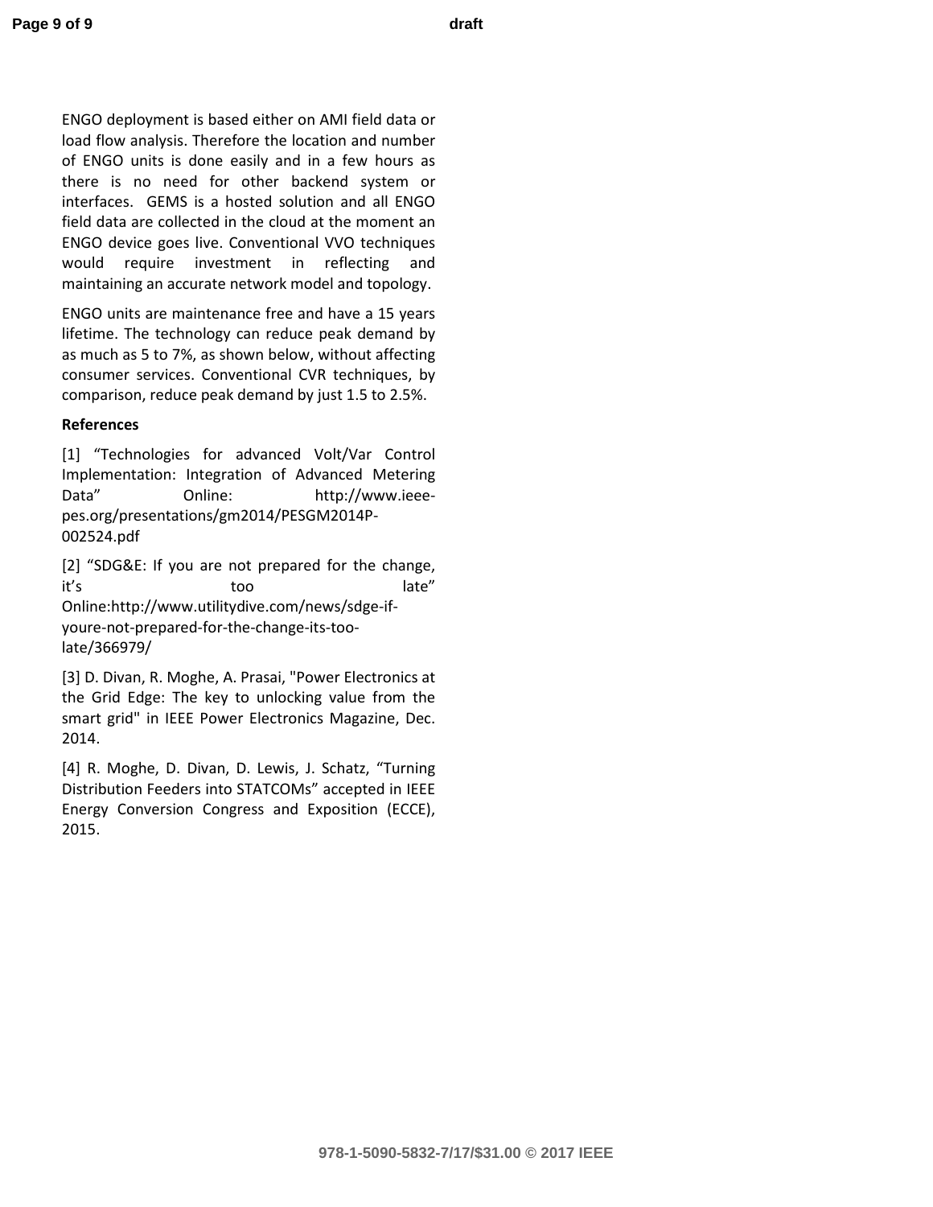ENGO deployment is based either on AMI field data or load flow analysis. Therefore the location and number of ENGO units is done easily and in a few hours as there is no need for other backend system or interfaces. GEMS is a hosted solution and all ENGO field data are collected in the cloud at the moment an ENGO device goes live. Conventional VVO techniques would require investment in reflecting and maintaining an accurate network model and topology.

ENGO units are maintenance free and have a 15 years lifetime. The technology can reduce peak demand by as much as 5 to 7%, as shown below, without affecting consumer services. Conventional CVR techniques, by comparison, reduce peak demand by just 1.5 to 2.5%.

**References**

[1] "Technologies for advanced Volt/Var Control Implementation: Integration of Advanced Metering Data" Online: http://www.ieee-pes.org/presentations/gm2014/PESGM2014P-002524.pdf

[2] "SDG&E: If you are not prepared for the change, it's too late" Online:http://www.utilitydive.com/news/sdge-if-youre-not-prepared-for-the-change-its-too-late/366979/

[3] D. Divan, R. Moghe, A. Prasai, "Power Electronics at the Grid Edge: The key to unlocking value from the smart grid" in IEEE Power Electronics Magazine, Dec. 2014.

[4] R. Moghe, D. Divan, D. Lewis, J. Schatz, "Turning Distribution Feeders into STATCOMs" accepted in IEEE Energy Conversion Congress and Exposition (ECCE), 2015.